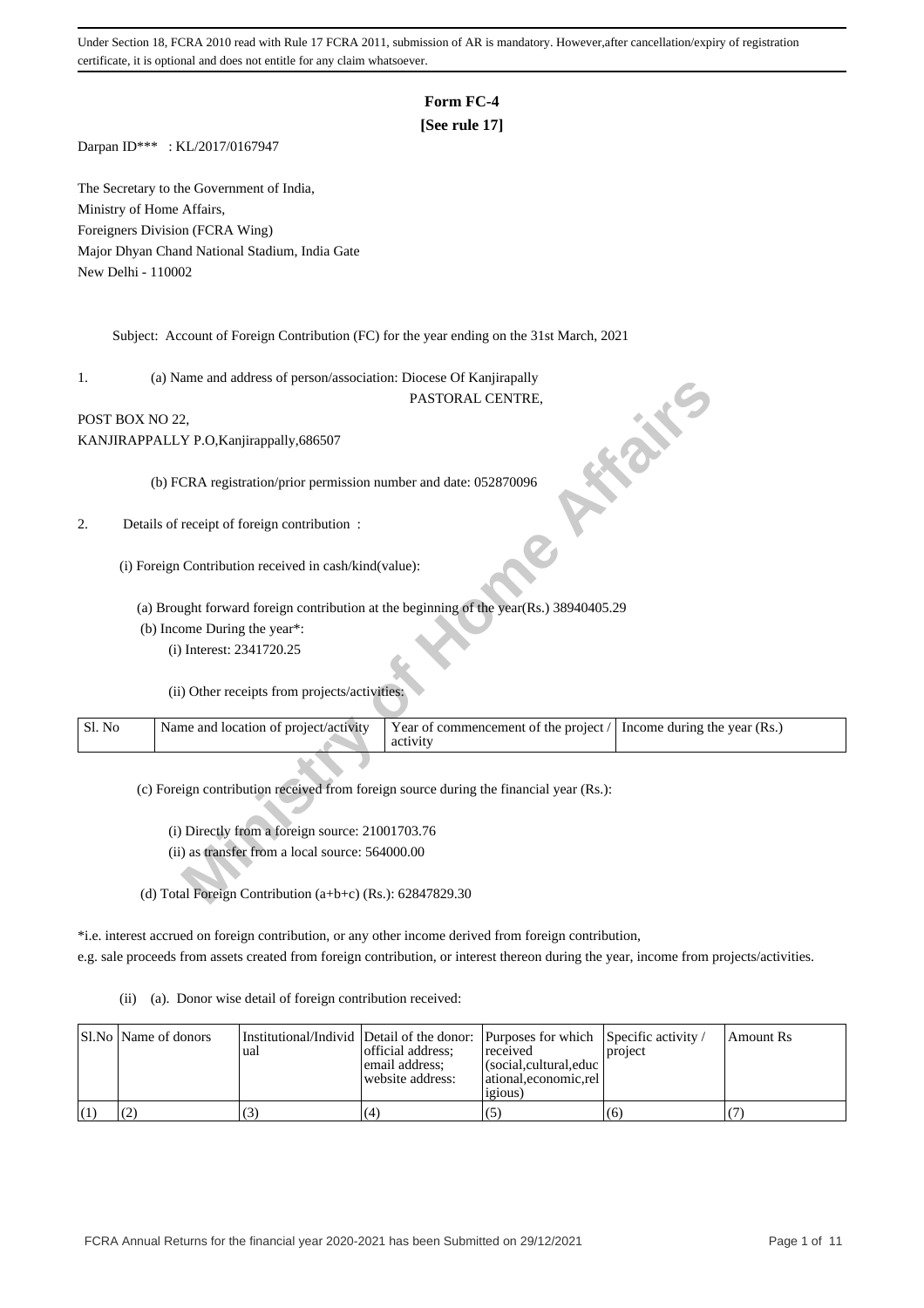Under Section 18, FCRA 2010 read with Rule 17 FCRA 2011, submission of AR is mandatory. However,after cancellation/expiry of registration certificate, it is optional and does not entitle for any claim whatsoever.

# Form FC-4
**[See rule 17]**

Darpan ID*** : KL/2017/0167947

The Secretary to the Government of India,
Ministry of Home Affairs,
Foreigners Division (FCRA Wing)
Major Dhyan Chand National Stadium, India Gate
New Delhi - 110002

Subject: Account of Foreign Contribution (FC) for the year ending on the 31st March, 2021

1. (a) Name and address of person/association: Diocese Of Kanjirapally
PASTORAL CENTRE,
POST BOX NO 22,
KANJIRAPPALLY P.O,Kanjirappally,686507

(b) FCRA registration/prior permission number and date: 052870096

2. Details of receipt of foreign contribution :

(i) Foreign Contribution received in cash/kind(value):

(a) Brought forward foreign contribution at the beginning of the year(Rs.) 38940405.29

(b) Income During the year*:

(i) Interest: 2341720.25

(ii) Other receipts from projects/activities:

| Sl. No | Name and location of project/activity | Year of commencement of the project / activity | Income during the year (Rs.) |
|---|---|---|---|

(c) Foreign contribution received from foreign source during the financial year (Rs.):

(i) Directly from a foreign source: 21001703.76

(ii) as transfer from a local source: 564000.00

(d) Total Foreign Contribution (a+b+c) (Rs.): 62847829.30

*i.e. interest accrued on foreign contribution, or any other income derived from foreign contribution, e.g. sale proceeds from assets created from foreign contribution, or interest thereon during the year, income from projects/activities.

(ii) (a). Donor wise detail of foreign contribution received:

| Sl.No | Name of donors | Institutional/Individual | Detail of the donor: official address; email address; website address: | Purposes for which received (social,cultural,educational,economic,religious) | Specific activity / project | Amount Rs |
|---|---|---|---|---|---|---|
| (1) | (2) | (3) | (4) | (5) | (6) | (7) |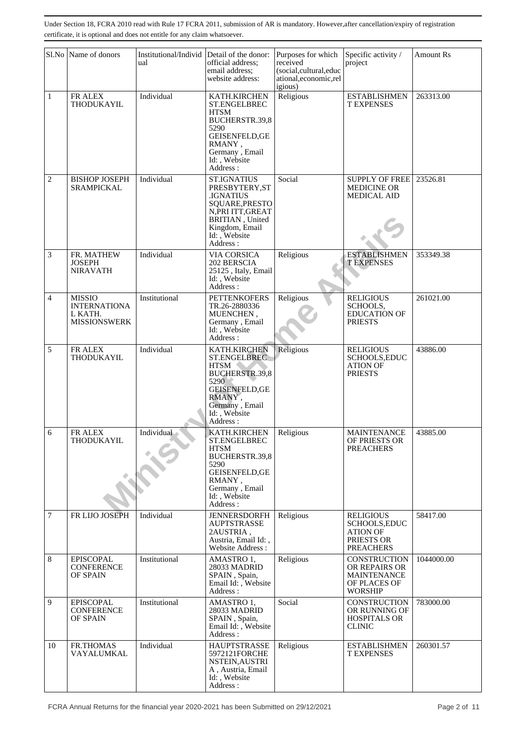Under Section 18, FCRA 2010 read with Rule 17 FCRA 2011, submission of AR is mandatory. However,after cancellation/expiry of registration certificate, it is optional and does not entitle for any claim whatsoever.

| Sl.No | Name of donors | Institutional/Individual | Detail of the donor: official address; email address; website address: | Purposes for which received (social,cultural,educational,economic,religious) | Specific activity / project | Amount Rs |
|---|---|---|---|---|---|---|
| 1 | FR ALEX THODUKAYIL | Individual | KATH.KIRCHEN ST.ENGELBRECHTSM BUCHERSTR.39,85290 GEISENFELD,GERMANY , Germany , Email Id: , Website Address : | Religious | ESTABLISHMENT EXPENSES | 263313.00 |
| 2 | BISHOP JOSEPH SRAMPICKAL | Individual | ST.IGNATIUS PRESBYTERY,ST.IGNATIUS SQUARE,PRESTON,PRI ITT,GREAT BRITIAN , United Kingdom, Email Id: , Website Address : | Social | SUPPLY OF FREE MEDICINE OR MEDICAL AID | 23526.81 |
| 3 | FR. MATHEW JOSEPH NIRAVATH | Individual | VIA CORSICA 202 BERSCIA 25125 , Italy, Email Id: , Website Address : | Religious | ESTABLISHMENT EXPENSES | 353349.38 |
| 4 | MISSIO INTERNATIONAL KATH. MISSIONSWERK | Institutional | PETTENKOFERSTR.26-2880336 MUENCHEN , Germany , Email Id: , Website Address : | Religious | RELIGIOUS SCHOOLS, EDUCATION OF PRIESTS | 261021.00 |
| 5 | FR ALEX THODUKAYIL | Individual | KATH.KIRCHEN ST.ENGELBRECHTSM BUCHERSTR.39,85290 GEISENFELD,GERMANY , Germany , Email Id: , Website Address : | Religious | RELIGIOUS SCHOOLS,EDUCATION OF PRIESTS | 43886.00 |
| 6 | FR ALEX THODUKAYIL | Individual | KATH.KIRCHEN ST.ENGELBRECHTSM BUCHERSTR.39,85290 GEISENFELD,GERMANY , Germany , Email Id: , Website Address : | Religious | MAINTENANCE OF PRIESTS OR PREACHERS | 43885.00 |
| 7 | FR LIJO JOSEPH | Individual | JENNERSDORFHAUPTSTRASSE 2AUSTRIA , Austria, Email Id: , Website Address : | Religious | RELIGIOUS SCHOOLS,EDUCATION OF PRIESTS OR PREACHERS | 58417.00 |
| 8 | EPISCOPAL CONFERENCE OF SPAIN | Institutional | AMASTRO 1, 28033 MADRID SPAIN , Spain, Email Id: , Website Address : | Religious | CONSTRUCTION OR REPAIRS OR MAINTENANCE OF PLACES OF WORSHIP | 1044000.00 |
| 9 | EPISCOPAL CONFERENCE OF SPAIN | Institutional | AMASTRO 1, 28033 MADRID SPAIN , Spain, Email Id: , Website Address : | Social | CONSTRUCTION OR RUNNING OF HOSPITALS OR CLINIC | 783000.00 |
| 10 | FR.THOMAS VAYALUMKAL | Individual | HAUPTSTRASSE 5972121FORCHENSTEIN,AUSTRIA , Austria, Email Id: , Website Address : | Religious | ESTABLISHMENT EXPENSES | 260301.57 |

FCRA Annual Returns for the financial year 2020-2021 has been Submitted on 29/12/2021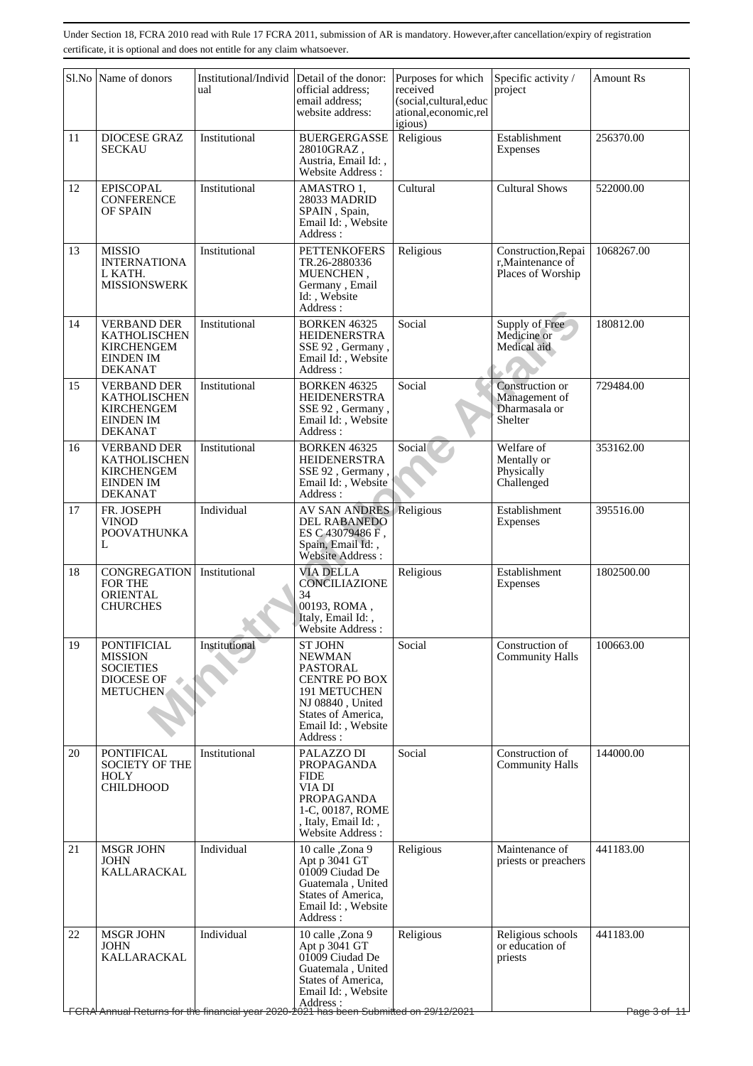Under Section 18, FCRA 2010 read with Rule 17 FCRA 2011, submission of AR is mandatory. However,after cancellation/expiry of registration certificate, it is optional and does not entitle for any claim whatsoever.

| Sl.No | Name of donors | Institutional/Individual | Detail of the donor: official address; email address; website address: | Purposes for which received (social,cultural,educational,economic,religious) | Specific activity / project | Amount Rs |
|---|---|---|---|---|---|---|
| 11 | DIOCESE GRAZ SECKAU | Institutional | BUERGERGASSE 28010GRAZ , Austria, Email Id: , Website Address : | Religious | Establishment Expenses | 256370.00 |
| 12 | EPISCOPAL CONFERENCE OF SPAIN | Institutional | AMASTRO 1, 28033 MADRID SPAIN , Spain, Email Id: , Website Address : | Cultural | Cultural Shows | 522000.00 |
| 13 | MISSIO INTERNATIONAL KATH. MISSIONSWERK | Institutional | PETTENKOFERSTR.26-2880336 MUENCHEN , Germany , Email Id: , Website Address : | Religious | Construction,Repair,Maintenance of Places of Worship | 1068267.00 |
| 14 | VERBAND DER KATHOLISCHEN KIRCHENGEM EINDEN IM DEKANAT | Institutional | BORKEN 46325 HEIDENERSTRASSE 92 , Germany , Email Id: , Website Address : | Social | Supply of Free Medicine or Medical aid | 180812.00 |
| 15 | VERBAND DER KATHOLISCHEN KIRCHENGEM EINDEN IM DEKANAT | Institutional | BORKEN 46325 HEIDENERSTRASSE 92 , Germany , Email Id: , Website Address : | Social | Construction or Management of Dharmasala or Shelter | 729484.00 |
| 16 | VERBAND DER KATHOLISCHEN KIRCHENGEM EINDEN IM DEKANAT | Institutional | BORKEN 46325 HEIDENERSTRASSE 92 , Germany , Email Id: , Website Address : | Social | Welfare of Mentally or Physically Challenged | 353162.00 |
| 17 | FR. JOSEPH VINOD POOVATHUNKAL | Individual | AV SAN ANDRES DEL RABANEDO ES C 43079486 F , Spain, Email Id: , Website Address : | Religious | Establishment Expenses | 395516.00 |
| 18 | CONGREGATION FOR THE ORIENTAL CHURCHES | Institutional | VIA DELLA CONCILIAZIONE 34 00193, ROMA , Italy, Email Id: , Website Address : | Religious | Establishment Expenses | 1802500.00 |
| 19 | PONTIFICIAL MISSION SOCIETIES DIOCESE OF METUCHEN | Institutional | ST JOHN NEWMAN PASTORAL CENTRE PO BOX 191 METUCHEN NJ 08840 , United States of America, Email Id: , Website Address : | Social | Construction of Community Halls | 100663.00 |
| 20 | PONTIFICAL SOCIETY OF THE HOLY CHILDHOOD | Institutional | PALAZZO DI PROPAGANDA FIDE VIA DI PROPAGANDA 1-C, 00187, ROME , Italy, Email Id: , Website Address : | Social | Construction of Community Halls | 144000.00 |
| 21 | MSGR JOHN JOHN KALLARACKAL | Individual | 10 calle ,Zona 9 Apt p 3041 GT 01009 Ciudad De Guatemala , United States of America, Email Id: , Website Address : | Religious | Maintenance of priests or preachers | 441183.00 |
| 22 | MSGR JOHN JOHN KALLARACKAL | Individual | 10 calle ,Zona 9 Apt p 3041 GT 01009 Ciudad De Guatemala , United States of America, Email Id: , Website Address : | Religious | Religious schools or education of priests | 441183.00 |

FCRA Annual Returns for the financial year 2020-2021 has been Submitted on 29/12/2021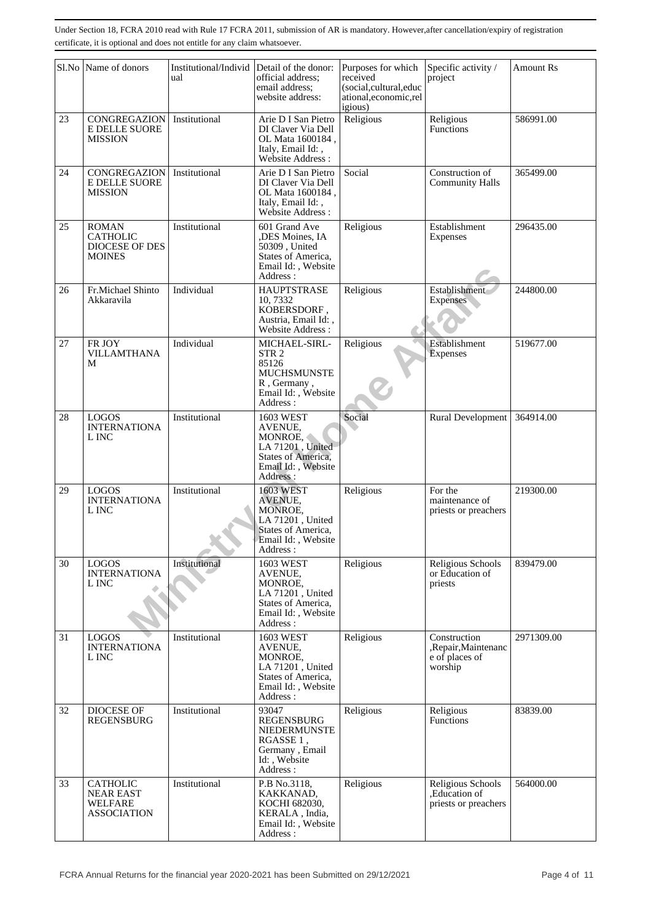Under Section 18, FCRA 2010 read with Rule 17 FCRA 2011, submission of AR is mandatory. However,after cancellation/expiry of registration certificate, it is optional and does not entitle for any claim whatsoever.

| Sl.No | Name of donors | Institutional/Individual | Detail of the donor: official address; email address; website address: | Purposes for which received (social,cultural,educational,economic,religious) | Specific activity / project | Amount Rs |
|---|---|---|---|---|---|---|
| 23 | CONGREGAZIONE DELLE SUORE MISSION | Institutional | Arie D I San Pietro DI Claver Via Dell OL Mata 1600184 , Italy, Email Id: , Website Address : | Religious | Religious Functions | 586991.00 |
| 24 | CONGREGAZIONE DELLE SUORE MISSION | Institutional | Arie D I San Pietro DI Claver Via Dell OL Mata 1600184 , Italy, Email Id: , Website Address : | Social | Construction of Community Halls | 365499.00 |
| 25 | ROMAN CATHOLIC DIOCESE OF DES MOINES | Institutional | 601 Grand Ave ,DES Moines, IA 50309 , United States of America, Email Id: , Website Address : | Religious | Establishment Expenses | 296435.00 |
| 26 | Fr.Michael Shinto Akkaravila | Individual | HAUPTSTRASE 10, 7332 KOBERSDORF , Austria, Email Id: , Website Address : | Religious | Establishment Expenses | 244800.00 |
| 27 | FR JOY VILLAMTHANAM | Individual | MICHAEL-SIRL-STR 2 85126 MUCHSMUNSTER , Germany , Email Id: , Website Address : | Religious | Establishment Expenses | 519677.00 |
| 28 | LOGOS INTERNATIONAL INC | Institutional | 1603 WEST AVENUE, MONROE, LA 71201 , United States of America, Email Id: , Website Address : | Social | Rural Development | 364914.00 |
| 29 | LOGOS INTERNATIONAL INC | Institutional | 1603 WEST AVENUE, MONROE, LA 71201 , United States of America, Email Id: , Website Address : | Religious | For the maintenance of priests or preachers | 219300.00 |
| 30 | LOGOS INTERNATIONAL INC | Institutional | 1603 WEST AVENUE, MONROE, LA 71201 , United States of America, Email Id: , Website Address : | Religious | Religious Schools or Education of priests | 839479.00 |
| 31 | LOGOS INTERNATIONAL INC | Institutional | 1603 WEST AVENUE, MONROE, LA 71201 , United States of America, Email Id: , Website Address : | Religious | Construction ,Repair,Maintenance of places of worship | 2971309.00 |
| 32 | DIOCESE OF REGENSBURG | Institutional | 93047 REGENSBURG NIEDERMUNSTERGASSE 1 , Germany , Email Id: , Website Address : | Religious | Religious Functions | 83839.00 |
| 33 | CATHOLIC NEAR EAST WELFARE ASSOCIATION | Institutional | P.B No.3118, KAKKANAD, KOCHI 682030, KERALA , India, Email Id: , Website Address : | Religious | Religious Schools ,Education of priests or preachers | 564000.00 |

FCRA Annual Returns for the financial year 2020-2021 has been Submitted on 29/12/2021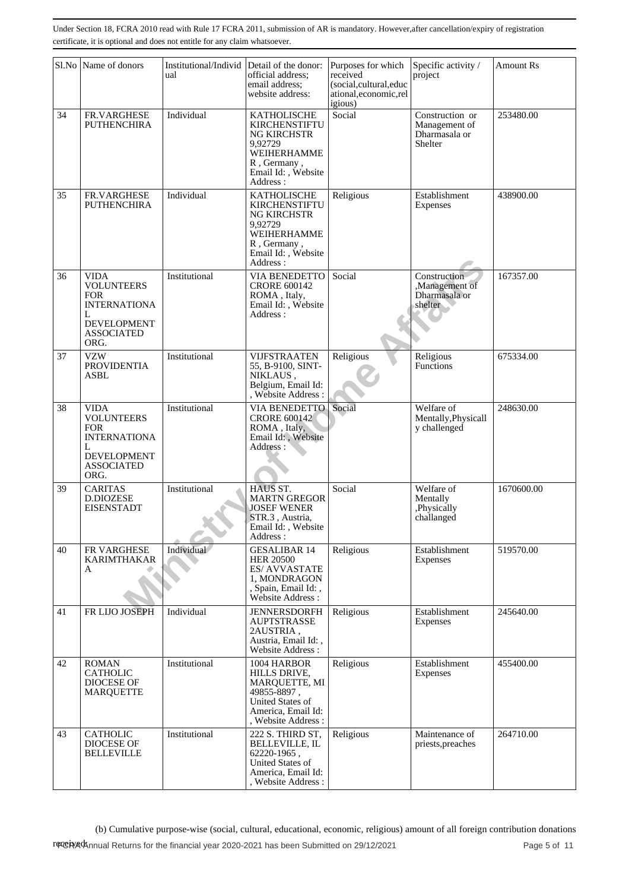Under Section 18, FCRA 2010 read with Rule 17 FCRA 2011, submission of AR is mandatory. However,after cancellation/expiry of registration certificate, it is optional and does not entitle for any claim whatsoever.

| Sl.No | Name of donors | Institutional/Individual | Detail of the donor: official address; email address; website address: | Purposes for which received (social,cultural,educational,economic,religious) | Specific activity / project | Amount Rs |
|---|---|---|---|---|---|---|
| 34 | FR.VARGHESE PUTHENCHIRA | Individual | KATHOLISCHE KIRCHENSTIFTUNG KIRCHSTR 9,92729 WEIHERHAMMER , Germany , Email Id: , Website Address : | Social | Construction or Management of Dharmasala or Shelter | 253480.00 |
| 35 | FR.VARGHESE PUTHENCHIRA | Individual | KATHOLISCHE KIRCHENSTIFTUNG KIRCHSTR 9,92729 WEIHERHAMMER , Germany , Email Id: , Website Address : | Religious | Establishment Expenses | 438900.00 |
| 36 | VIDA VOLUNTEERS FOR INTERNATIONAL DEVELOPMENT ASSOCIATED ORG. | Institutional | VIA BENEDETTO CRORE 600142 ROMA , Italy, Email Id: , Website Address : | Social | Construction ,Management of Dharmasala or shelter | 167357.00 |
| 37 | VZW PROVIDENTIA ASBL | Institutional | VIJFSTRAATEN 55, B-9100, SINT-NIKLAUS , Belgium, Email Id: , Website Address : | Religious | Religious Functions | 675334.00 |
| 38 | VIDA VOLUNTEERS FOR INTERNATIONAL DEVELOPMENT ASSOCIATED ORG. | Institutional | VIA BENEDETTO CRORE 600142 ROMA , Italy, Email Id: , Website Address : | Social | Welfare of Mentally,Physically challenged | 248630.00 |
| 39 | CARITAS D.DIOZESE EISENSTADT | Institutional | HAUS ST. MARTN GREGOR JOSEF WENER STR.3 , Austria, Email Id: , Website Address : | Social | Welfare of Mentally ,Physically challanged | 1670600.00 |
| 40 | FR VARGHESE KARIMTHAKARA | Individual | GESALIBAR 14 HER 20500 ES/ AVVASTATE 1, MONDRAGON , Spain, Email Id: , Website Address : | Religious | Establishment Expenses | 519570.00 |
| 41 | FR LIJO JOSEPH | Individual | JENNERSDORFHAUPTSTRASSE 2AUSTRIA , Austria, Email Id: , Website Address : | Religious | Establishment Expenses | 245640.00 |
| 42 | ROMAN CATHOLIC DIOCESE OF MARQUETTE | Institutional | 1004 HARBOR HILLS DRIVE, MARQUETTE, MI 49855-8897 , United States of America, Email Id: , Website Address : | Religious | Establishment Expenses | 455400.00 |
| 43 | CATHOLIC DIOCESE OF BELLEVILLE | Institutional | 222 S. THIRD ST, BELLEVILLE, IL 62220-1965 , United States of America, Email Id: , Website Address : | Religious | Maintenance of priests,preaches | 264710.00 |

(b) Cumulative purpose-wise (social, cultural, educational, economic, religious) amount of all foreign contribution donations received: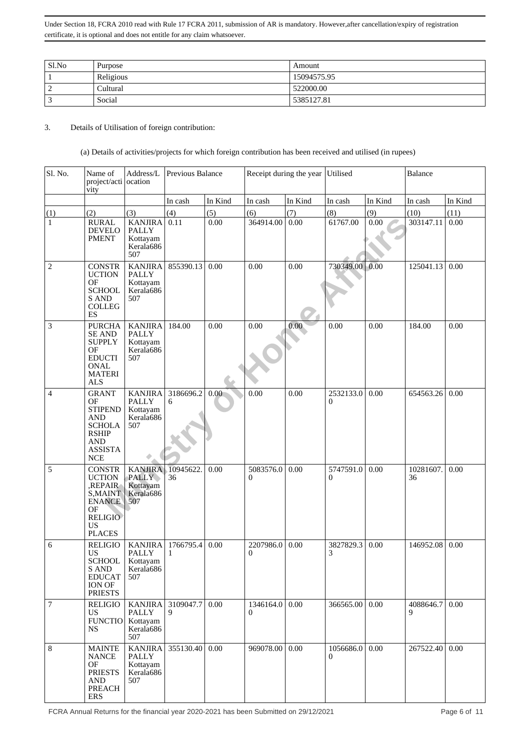Under Section 18, FCRA 2010 read with Rule 17 FCRA 2011, submission of AR is mandatory. However,after cancellation/expiry of registration certificate, it is optional and does not entitle for any claim whatsoever.

| Sl.No | Purpose | Amount |
| --- | --- | --- |
| 1 | Religious | 15094575.95 |
| 2 | Cultural | 522000.00 |
| 3 | Social | 5385127.81 |

3. Details of Utilisation of foreign contribution:

(a) Details of activities/projects for which foreign contribution has been received and utilised (in rupees)

| Sl. No. | Name of project/activity | Address/Location | Previous Balance | | Receipt during the year | | Utilised | | Balance | |
| --- | --- | --- | --- | --- | --- | --- | --- | --- | --- | --- |
| | | | In cash | In Kind | In cash | In Kind | In cash | In Kind | In cash | In Kind |
| (1) | (2) | (3) | (4) | (5) | (6) | (7) | (8) | (9) | (10) | (11) |
| 1 | RURAL DEVELOPMENT | KANJIRAPALLY Kottayam Kerala686507 | 0.11 | 0.00 | 364914.00 | 0.00 | 61767.00 | 0.00 | 303147.11 | 0.00 |
| 2 | CONSTRUCTION OF SCHOOLS AND COLLEGES | KANJIRAPALLY Kottayam Kerala686507 | 855390.13 | 0.00 | 0.00 | 0.00 | 730349.00 | 0.00 | 125041.13 | 0.00 |
| 3 | PURCHASE AND SUPPLY OF EDUCTIONAL MATERIALS | KANJIRAPALLY Kottayam Kerala686507 | 184.00 | 0.00 | 0.00 | 0.00 | 0.00 | 0.00 | 184.00 | 0.00 |
| 4 | GRANT OF STIPEND AND SCHOLARSHIP AND ASSISTANCE | KANJIRAPALLY Kottayam Kerala686507 | 3186696.26 | 0.00 | 0.00 | 0.00 | 2532133.00 | 0.00 | 654563.26 | 0.00 |
| 5 | CONSTRUCTION ,REPAIRS,MAINTENANCE OF RELIGIOUS PLACES | KANJIRAPALLY Kottayam Kerala686507 | 10945622.36 | 0.00 | 5083576.00 | 0.00 | 5747591.00 | 0.00 | 10281607.36 | 0.00 |
| 6 | RELIGIOUS SCHOOLS AND EDUCATION OF PRIESTS | KANJIRAPALLY Kottayam Kerala686507 | 1766795.41 | 0.00 | 2207986.00 | 0.00 | 3827829.33 | 0.00 | 146952.08 | 0.00 |
| 7 | RELIGIOUS FUNCTIONS | KANJIRAPALLY Kottayam Kerala686507 | 3109047.79 | 0.00 | 1346164.00 | 0.00 | 366565.00 | 0.00 | 4088646.79 | 0.00 |
| 8 | MAINTENANCE OF PRIESTS AND PREACHERS | KANJIRAPALLY Kottayam Kerala686507 | 355130.40 | 0.00 | 969078.00 | 0.00 | 1056686.00 | 0.00 | 267522.40 | 0.00 |

FCRA Annual Returns for the financial year 2020-2021 has been Submitted on 29/12/2021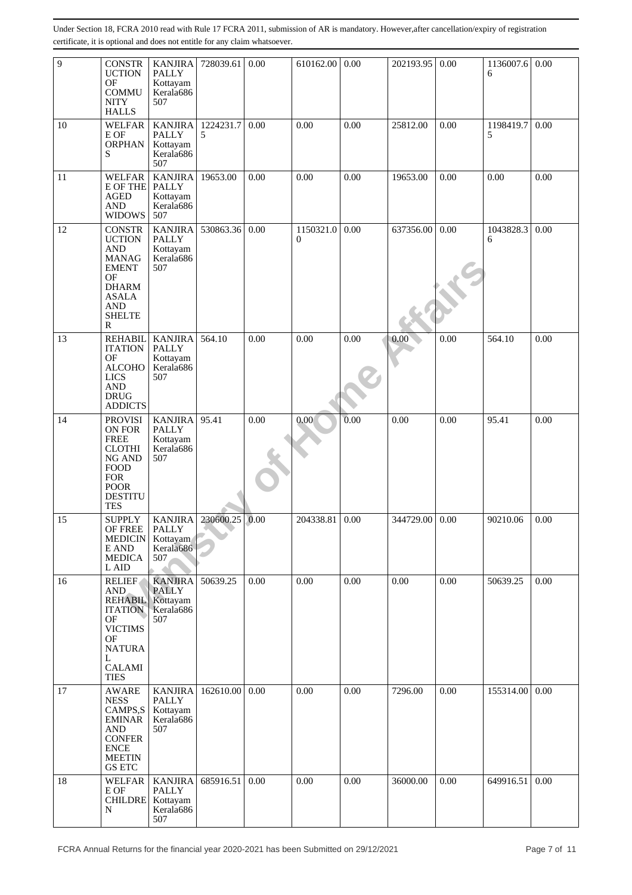Under Section 18, FCRA 2010 read with Rule 17 FCRA 2011, submission of AR is mandatory. However,after cancellation/expiry of registration certificate, it is optional and does not entitle for any claim whatsoever.

| | | | | | | | | | | |
|---|---|---|---|---|---|---|---|---|---|---|
| 9 | CONSTRUCTION OF COMMUNITY HALLS | KANJIRAPALLY Kottayam Kerala686507 | 728039.61 | 0.00 | 610162.00 | 0.00 | 202193.95 | 0.00 | 1136007.66 | 0.00 |
| 10 | WELFARE OF ORPHANS | KANJIRAPALLY Kottayam Kerala686507 | 1224231.75 | 0.00 | 0.00 | 0.00 | 25812.00 | 0.00 | 1198419.75 | 0.00 |
| 11 | WELFARE OF THE AGED AND WIDOWS | KANJIRAPALLY Kottayam Kerala686507 | 19653.00 | 0.00 | 0.00 | 0.00 | 19653.00 | 0.00 | 0.00 | 0.00 |
| 12 | CONSTRUCTION AND MANAGEMENT OF DHARMASALA AND SHELTER | KANJIRAPALLY Kottayam Kerala686507 | 530863.36 | 0.00 | 1150321.00 | 0.00 | 637356.00 | 0.00 | 1043828.36 | 0.00 |
| 13 | REHABILITATION OF ALCOHOLICS AND DRUG ADDICTS | KANJIRAPALLY Kottayam Kerala686507 | 564.10 | 0.00 | 0.00 | 0.00 | 0.00 | 0.00 | 564.10 | 0.00 |
| 14 | PROVISION FOR FREE CLOTHING AND FOOD FOR POOR DESTITUTES | KANJIRAPALLY Kottayam Kerala686507 | 95.41 | 0.00 | 0.00 | 0.00 | 0.00 | 0.00 | 95.41 | 0.00 |
| 15 | SUPPLY OF FREE MEDICINE AND MEDICAL AID | KANJIRAPALLY Kottayam Kerala686507 | 230600.25 | 0.00 | 204338.81 | 0.00 | 344729.00 | 0.00 | 90210.06 | 0.00 |
| 16 | RELIEF AND REHABILITATION OF VICTIMS OF NATURAL CALAMITIES | KANJIRAPALLY Kottayam Kerala686507 | 50639.25 | 0.00 | 0.00 | 0.00 | 0.00 | 0.00 | 50639.25 | 0.00 |
| 17 | AWARENESS CAMPS,SEMINAR AND CONFERENCE MEETINGS ETC | KANJIRAPALLY Kottayam Kerala686507 | 162610.00 | 0.00 | 0.00 | 0.00 | 7296.00 | 0.00 | 155314.00 | 0.00 |
| 18 | WELFARE OF CHILDREN | KANJIRAPALLY Kottayam Kerala686507 | 685916.51 | 0.00 | 0.00 | 0.00 | 36000.00 | 0.00 | 649916.51 | 0.00 |

FCRA Annual Returns for the financial year 2020-2021 has been Submitted on 29/12/2021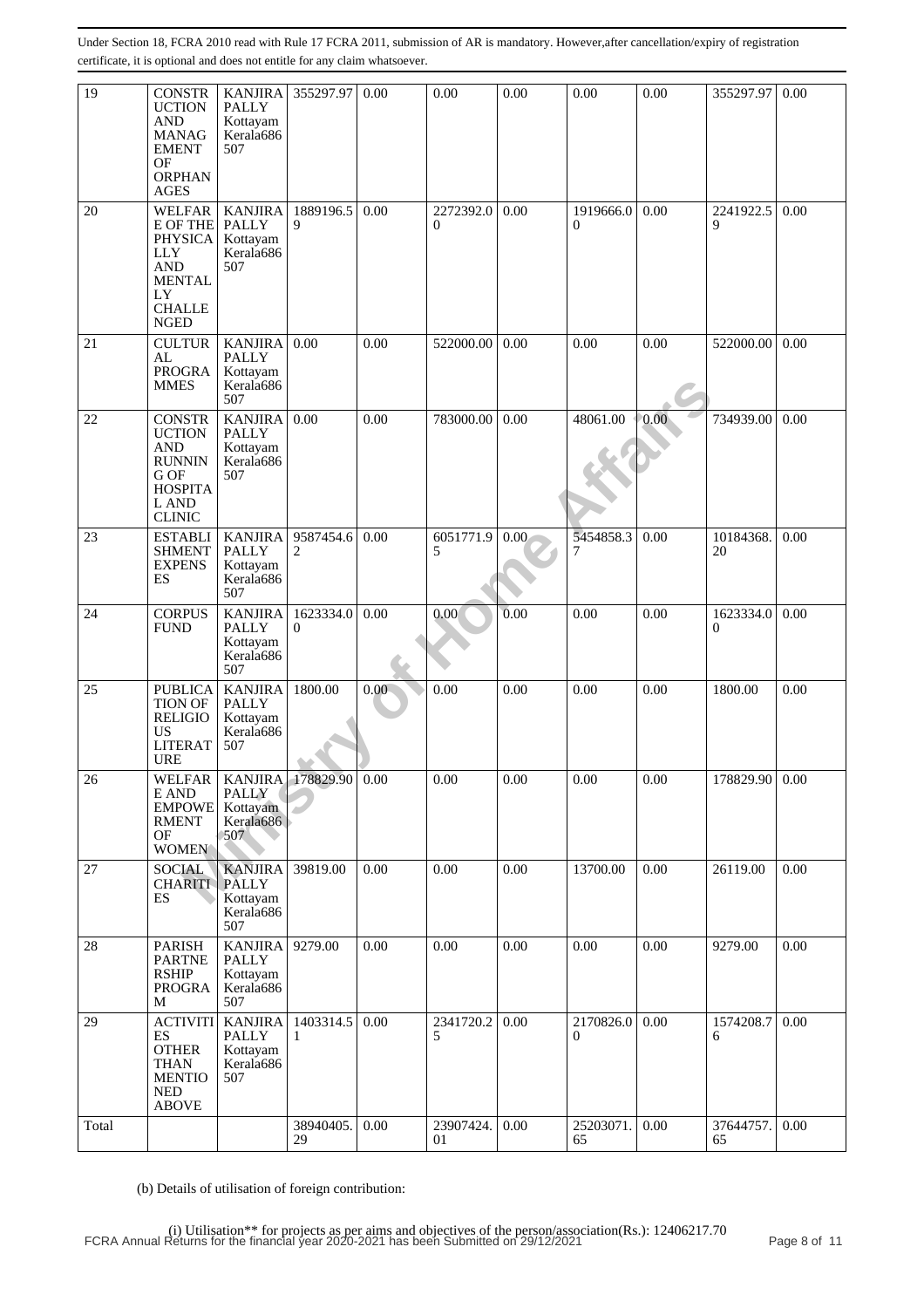Under Section 18, FCRA 2010 read with Rule 17 FCRA 2011, submission of AR is mandatory. However,after cancellation/expiry of registration certificate, it is optional and does not entitle for any claim whatsoever.

| | | | | | | | | | | |
|---|---|---|---|---|---|---|---|---|---|---|
| 19 | CONSTRUCTION AND MANAGEMENT OF ORPHANAGES | KANJIRAPALLY Kottayam Kerala686507 | 355297.97 | 0.00 | 0.00 | 0.00 | 0.00 | 0.00 | 355297.97 | 0.00 |
| 20 | WELFARE OF THE PHYSICALLY AND MENTALLY CHALLENGED | KANJIRAPALLY Kottayam Kerala686507 | 1889196.59 | 0.00 | 2272392.00 | 0.00 | 1919666.00 | 0.00 | 2241922.59 | 0.00 |
| 21 | CULTURAL PROGRAMMES | KANJIRAPALLY Kottayam Kerala686507 | 0.00 | 0.00 | 522000.00 | 0.00 | 0.00 | 0.00 | 522000.00 | 0.00 |
| 22 | CONSTRUCTION AND RUNNING OF HOSPITAL AND CLINIC | KANJIRAPALLY Kottayam Kerala686507 | 0.00 | 0.00 | 783000.00 | 0.00 | 48061.00 | 0.00 | 734939.00 | 0.00 |
| 23 | ESTABLISHMENT EXPENSES | KANJIRAPALLY Kottayam Kerala686507 | 9587454.62 | 0.00 | 6051771.95 | 0.00 | 5454858.37 | 0.00 | 10184368.20 | 0.00 |
| 24 | CORPUS FUND | KANJIRAPALLY Kottayam Kerala686507 | 1623334.00 | 0.00 | 0.00 | 0.00 | 0.00 | 0.00 | 1623334.00 | 0.00 |
| 25 | PUBLICATION OF RELIGIOUS LITERATURE | KANJIRAPALLY Kottayam Kerala686507 | 1800.00 | 0.00 | 0.00 | 0.00 | 0.00 | 0.00 | 1800.00 | 0.00 |
| 26 | WELFARE AND EMPOWERMENT OF WOMEN | KANJIRAPALLY Kottayam Kerala686507 | 178829.90 | 0.00 | 0.00 | 0.00 | 0.00 | 0.00 | 178829.90 | 0.00 |
| 27 | SOCIAL CHARITIES | KANJIRAPALLY Kottayam Kerala686507 | 39819.00 | 0.00 | 0.00 | 0.00 | 13700.00 | 0.00 | 26119.00 | 0.00 |
| 28 | PARISH PARTNERSHIP PROGRAM | KANJIRAPALLY Kottayam Kerala686507 | 9279.00 | 0.00 | 0.00 | 0.00 | 0.00 | 0.00 | 9279.00 | 0.00 |
| 29 | ACTIVITIES OTHER THAN MENTIONED ABOVE | KANJIRAPALLY Kottayam Kerala686507 | 1403314.51 | 0.00 | 2341720.25 | 0.00 | 2170826.00 | 0.00 | 1574208.76 | 0.00 |
| Total | | | 38940405.29 | 0.00 | 23907424.01 | 0.00 | 25203071.65 | 0.00 | 37644757.65 | 0.00 |

(b) Details of utilisation of foreign contribution:

(i) Utilisation** for projects as per aims and objectives of the person/association(Rs.): 12406217.70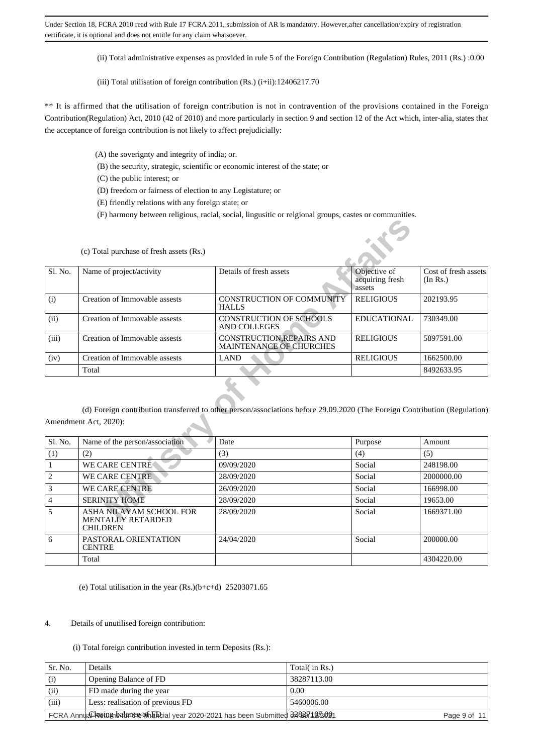(ii) Total administrative expenses as provided in rule 5 of the Foreign Contribution (Regulation) Rules, 2011 (Rs.) :0.00

(iii) Total utilisation of foreign contribution (Rs.) (i+ii):12406217.70

** It is affirmed that the utilisation of foreign contribution is not in contravention of the provisions contained in the Foreign Contribution(Regulation) Act, 2010 (42 of 2010) and more particularly in section 9 and section 12 of the Act which, inter-alia, states that the acceptance of foreign contribution is not likely to affect prejudicially:

(A) the soverignty and integrity of india; or.

(B) the security, strategic, scientific or economic interest of the state; or

(C) the public interest; or

(D) freedom or fairness of election to any Legistature; or

(E) friendly relations with any foreign state; or

(F) harmony between religious, racial, social, lingusitic or relgional groups, castes or communities.

(c) Total purchase of fresh assets (Rs.)

| Sl. No. | Name of project/activity | Details of fresh assets | Objective of acquiring fresh assets | Cost of fresh assets (In Rs.) |
|---|---|---|---|---|
| (i) | Creation of Immovable assests | CONSTRUCTION OF COMMUNITY HALLS | RELIGIOUS | 202193.95 |
| (ii) | Creation of Immovable assests | CONSTRUCTION OF SCHOOLS AND COLLEGES | EDUCATIONAL | 730349.00 |
| (iii) | Creation of Immovable assests | CONSTRUCTION,REPAIRS AND MAINTENANCE OF CHURCHES | RELIGIOUS | 5897591.00 |
| (iv) | Creation of Immovable assests | LAND | RELIGIOUS | 1662500.00 |
| | Total | | | 8492633.95 |

(d) Foreign contribution transferred to other person/associations before 29.09.2020 (The Foreign Contribution (Regulation) Amendment Act, 2020):

| Sl. No. | Name of the person/association | Date | Purpose | Amount |
|---|---|---|---|---|
| (1) | (2) | (3) | (4) | (5) |
| 1 | WE CARE CENTRE | 09/09/2020 | Social | 248198.00 |
| 2 | WE CARE CENTRE | 28/09/2020 | Social | 2000000.00 |
| 3 | WE CARE CENTRE | 26/09/2020 | Social | 166998.00 |
| 4 | SERINITY HOME | 28/09/2020 | Social | 19653.00 |
| 5 | ASHA NILAYAM SCHOOL FOR MENTALLY RETARDED CHILDREN | 28/09/2020 | Social | 1669371.00 |
| 6 | PASTORAL ORIENTATION CENTRE | 24/04/2020 | Social | 200000.00 |
| | Total | | | 4304220.00 |

(e) Total utilisation in the year (Rs.)(b+c+d) 25203071.65

4. Details of unutilised foreign contribution:

(i) Total foreign contribution invested in term Deposits (Rs.):

| Sr. No. | Details | Total( in Rs.) |
|---|---|---|
| (i) | Opening Balance of FD | 38287113.00 |
| (ii) | FD made during the year | 0.00 |
| (iii) | Less: realisation of previous FD | 5460006.00 |
| | Closing balance of FD | 32827107.00 |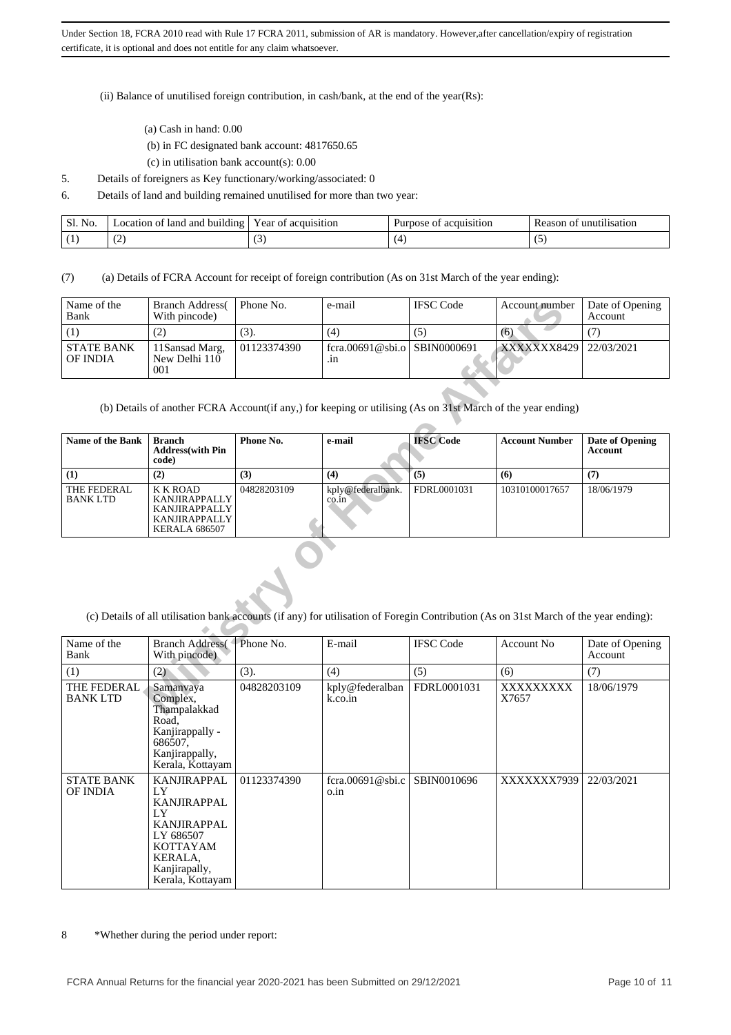Under Section 18, FCRA 2010 read with Rule 17 FCRA 2011, submission of AR is mandatory. However,after cancellation/expiry of registration certificate, it is optional and does not entitle for any claim whatsoever.

(ii) Balance of unutilised foreign contribution, in cash/bank, at the end of the year(Rs):

(a) Cash in hand: 0.00

(b) in FC designated bank account: 4817650.65

(c) in utilisation bank account(s): 0.00

5. Details of foreigners as Key functionary/working/associated: 0

6. Details of land and building remained unutilised for more than two year:

| Sl. No. | Location of land and building | Year of acquisition | Purpose of acquisition | Reason of unutilisation |
|---|---|---|---|---|
| (1) | (2) | (3) | (4) | (5) |

(7) (a) Details of FCRA Account for receipt of foreign contribution (As on 31st March of the year ending):

| Name of the Bank | Branch Address( With pincode) | Phone No. | e-mail | IFSC Code | Account number | Date of Opening Account |
|---|---|---|---|---|---|---|
| (1) | (2) | (3). | (4) | (5) | (6) | (7) |
| STATE BANK OF INDIA | 11Sansad Marg, New Delhi 110 001 | 01123374390 | fcra.00691@sbi.o.in | SBIN0000691 | XXXXXXX8429 | 22/03/2021 |

(b) Details of another FCRA Account(if any,) for keeping or utilising (As on 31st March of the year ending)

| **Name of the Bank** | **Branch Address(with Pin code)** | **Phone No.** | **e-mail** | **IFSC Code** | **Account Number** | **Date of Opening Account** |
|---|---|---|---|---|---|---|
| **(1)** | **(2)** | **(3)** | **(4)** | **(5)** | **(6)** | **(7)** |
| THE FEDERAL BANK LTD | K K ROAD KANJIRAPPALLY KANJIRAPPALLY KANJIRAPPALLY KERALA 686507 | 04828203109 | kply@federalbank.co.in | FDRL0001031 | 10310100017657 | 18/06/1979 |

(c) Details of all utilisation bank accounts (if any) for utilisation of Foregin Contribution (As on 31st March of the year ending):

| Name of the Bank | Branch Address( With pincode) | Phone No. | E-mail | IFSC Code | Account No | Date of Opening Account |
|---|---|---|---|---|---|---|
| (1) | (2) | (3). | (4) | (5) | (6) | (7) |
| THE FEDERAL BANK LTD | Samanvaya Complex, Thampalakkad Road, Kanjirappally - 686507, Kanjirappally, Kerala, Kottayam | 04828203109 | kply@federalbank.co.in | FDRL0001031 | XXXXXXXXX X7657 | 18/06/1979 |
| STATE BANK OF INDIA | KANJIRAPPALLY KANJIRAPPALLY KANJIRAPPALLY 686507 KOTTAYAM KERALA, Kanjirapally, Kerala, Kottayam | 01123374390 | fcra.00691@sbi.co.in | SBIN0010696 | XXXXXXX7939 | 22/03/2021 |

8 *Whether during the period under report: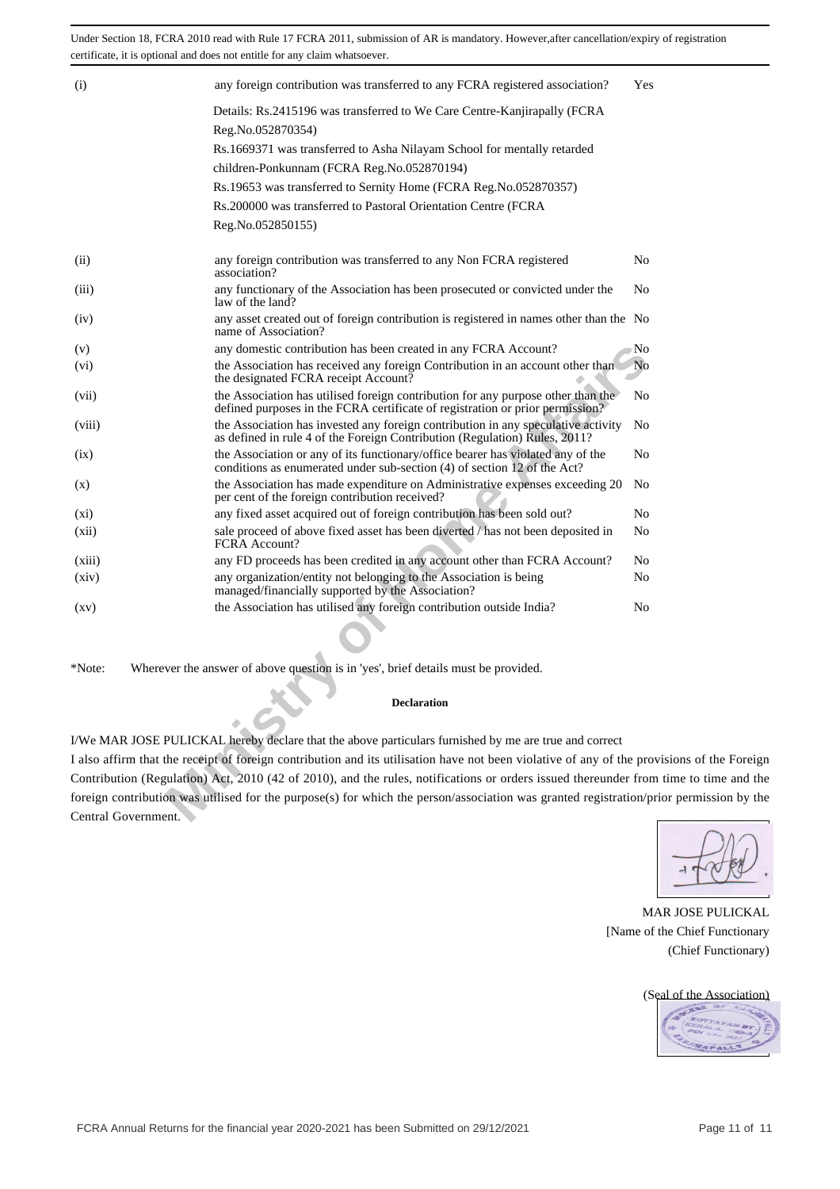Under Section 18, FCRA 2010 read with Rule 17 FCRA 2011, submission of AR is mandatory. However,after cancellation/expiry of registration certificate, it is optional and does not entitle for any claim whatsoever.

| | | |
|---|---|---|
| (i) | any foreign contribution was transferred to any FCRA registered association? | Yes |
| | Details: Rs.2415196 was transferred to We Care Centre-Kanjirapally (FCRA Reg.No.052870354)<br>Rs.1669371 was transferred to Asha Nilayam School for mentally retarded children-Ponkunnam (FCRA Reg.No.052870194)<br>Rs.19653 was transferred to Sernity Home (FCRA Reg.No.052870357)<br>Rs.200000 was transferred to Pastoral Orientation Centre (FCRA Reg.No.052850155) | |
| (ii) | any foreign contribution was transferred to any Non FCRA registered association? | No |
| (iii) | any functionary of the Association has been prosecuted or convicted under the law of the land? | No |
| (iv) | any asset created out of foreign contribution is registered in names other than the name of Association? | No |
| (v) | any domestic contribution has been created in any FCRA Account? | No |
| (vi) | the Association has received any foreign Contribution in an account other than the designated FCRA receipt Account? | No |
| (vii) | the Association has utilised foreign contribution for any purpose other than the defined purposes in the FCRA certificate of registration or prior permission? | No |
| (viii) | the Association has invested any foreign contribution in any speculative activity as defined in rule 4 of the Foreign Contribution (Regulation) Rules, 2011? | No |
| (ix) | the Association or any of its functionary/office bearer has violated any of the conditions as enumerated under sub-section (4) of section 12 of the Act? | No |
| (x) | the Association has made expenditure on Administrative expenses exceeding 20 per cent of the foreign contribution received? | No |
| (xi) | any fixed asset acquired out of foreign contribution has been sold out? | No |
| (xii) | sale proceed of above fixed asset has been diverted / has not been deposited in FCRA Account? | No |
| (xiii) | any FD proceeds has been credited in any account other than FCRA Account? | No |
| (xiv) | any organization/entity not belonging to the Association is being managed/financially supported by the Association? | No |
| (xv) | the Association has utilised any foreign contribution outside India? | No |

*Note: Wherever the answer of above question is in 'yes', brief details must be provided.

**Declaration**

I/We MAR JOSE PULICKAL hereby declare that the above particulars furnished by me are true and correct

I also affirm that the receipt of foreign contribution and its utilisation have not been violative of any of the provisions of the Foreign Contribution (Regulation) Act, 2010 (42 of 2010), and the rules, notifications or orders issued thereunder from time to time and the foreign contribution was utilised for the purpose(s) for which the person/association was granted registration/prior permission by the Central Government.

MAR JOSE PULICKAL
[Name of the Chief Functionary
(Chief Functionary)

(Seal of the Association)

FCRA Annual Returns for the financial year 2020-2021 has been Submitted on 29/12/2021